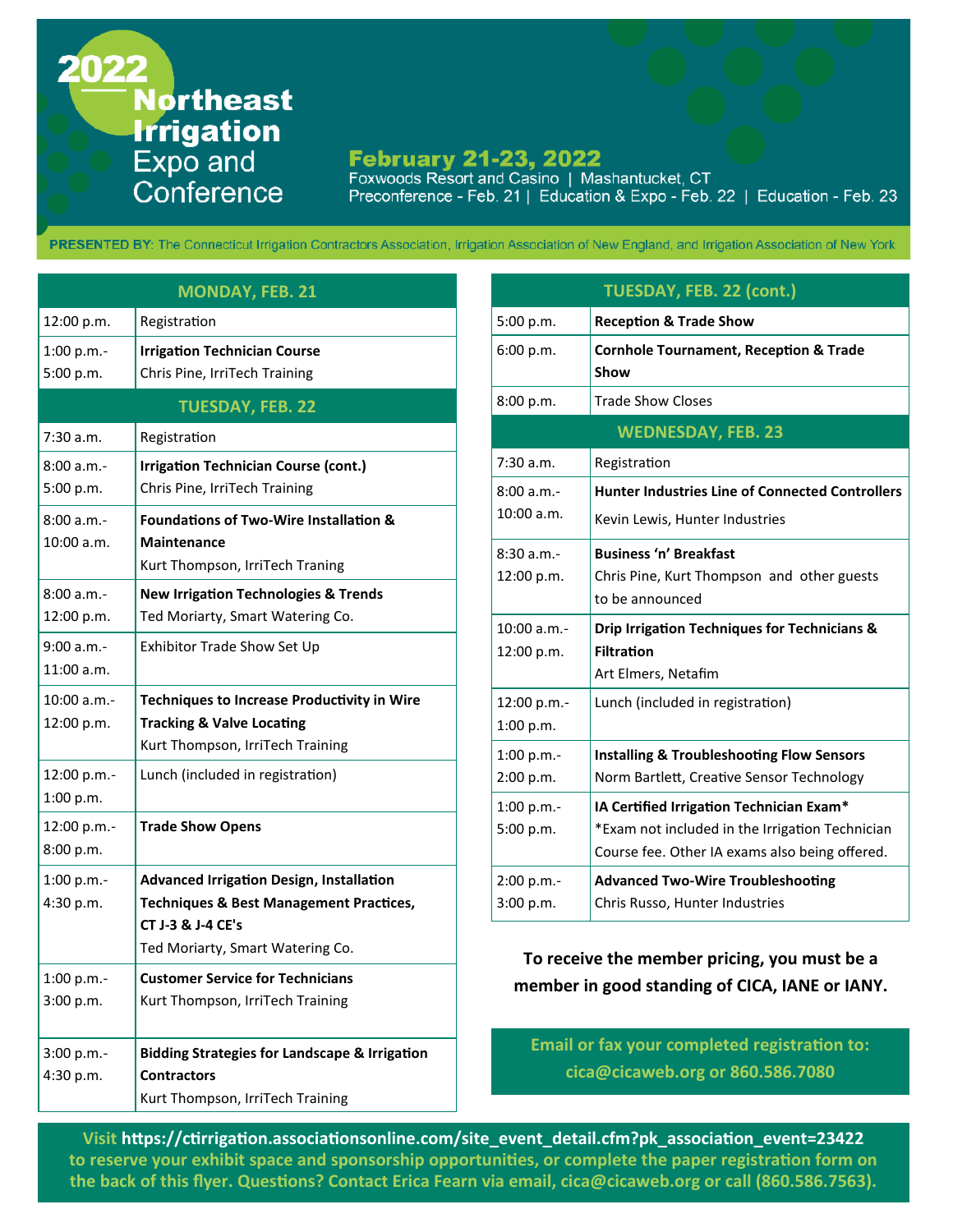# 2022 Northeast Irrigation Expo and Conference

**February 21-23, 2022**
Foxwoods Resort and Casino | Mashantucket, CT
Preconference - Feb. 21 | Education & Expo - Feb. 22 | Education - Feb. 23

**PRESENTED BY**: The Connecticut Irrigation Contractors Association, Irrigation Association of New England, and Irrigation Association of New York

| MONDAY, FEB. 21 | |
|---|---|
| 12:00 p.m. | Registration |
| 1:00 p.m.-5:00 p.m. | **Irrigation Technician Course**<br>Chris Pine, IrriTech Training |

| TUESDAY, FEB. 22 | |
|---|---|
| 7:30 a.m. | Registration |
| 8:00 a.m.-5:00 p.m. | **Irrigation Technician Course (cont.)**<br>Chris Pine, IrriTech Training |
| 8:00 a.m.-10:00 a.m. | **Foundations of Two-Wire Installation & Maintenance**<br>Kurt Thompson, IrriTech Traning |
| 8:00 a.m.-12:00 p.m. | **New Irrigation Technologies & Trends**<br>Ted Moriarty, Smart Watering Co. |
| 9:00 a.m.-11:00 a.m. | Exhibitor Trade Show Set Up |
| 10:00 a.m.-12:00 p.m. | **Techniques to Increase Productivity in Wire Tracking & Valve Locating**<br>Kurt Thompson, IrriTech Training |
| 12:00 p.m.-1:00 p.m. | Lunch (included in registration) |
| 12:00 p.m.-8:00 p.m. | **Trade Show Opens** |
| 1:00 p.m.-4:30 p.m. | **Advanced Irrigation Design, Installation Techniques & Best Management Practices, CT J-3 & J-4 CE's**<br>Ted Moriarty, Smart Watering Co. |
| 1:00 p.m.-3:00 p.m. | **Customer Service for Technicians**<br>Kurt Thompson, IrriTech Training |
| 3:00 p.m.-4:30 p.m. | **Bidding Strategies for Landscape & Irrigation Contractors**<br>Kurt Thompson, IrriTech Training |

| TUESDAY, FEB. 22 (cont.) | |
|---|---|
| 5:00 p.m. | **Reception & Trade Show** |
| 6:00 p.m. | **Cornhole Tournament, Reception & Trade Show** |
| 8:00 p.m. | Trade Show Closes |

| WEDNESDAY, FEB. 23 | |
|---|---|
| 7:30 a.m. | Registration |
| 8:00 a.m.-10:00 a.m. | **Hunter Industries Line of Connected Controllers**<br>Kevin Lewis, Hunter Industries |
| 8:30 a.m.-12:00 p.m. | **Business 'n' Breakfast**<br>Chris Pine, Kurt Thompson and other guests to be announced |
| 10:00 a.m.-12:00 p.m. | **Drip Irrigation Techniques for Technicians & Filtration**<br>Art Elmers, Netafim |
| 12:00 p.m.-1:00 p.m. | Lunch (included in registration) |
| 1:00 p.m.-2:00 p.m. | **Installing & Troubleshooting Flow Sensors**<br>Norm Bartlett, Creative Sensor Technology |
| 1:00 p.m.-5:00 p.m. | **IA Certified Irrigation Technician Exam***<br>*Exam not included in the Irrigation Technician Course fee. Other IA exams also being offered. |
| 2:00 p.m.-3:00 p.m. | **Advanced Two-Wire Troubleshooting**<br>Chris Russo, Hunter Industries |

**To receive the member pricing, you must be a member in good standing of CICA, IANE or IANY.**

**Email or fax your completed registration to: cica@cicaweb.org or 860.586.7080**

**Visit https://ctirrigation.associationsonline.com/site_event_detail.cfm?pk_association_event=23422 to reserve your exhibit space and sponsorship opportunities, or complete the paper registration form on the back of this flyer. Questions? Contact Erica Fearn via email, cica@cicaweb.org or call (860.586.7563).**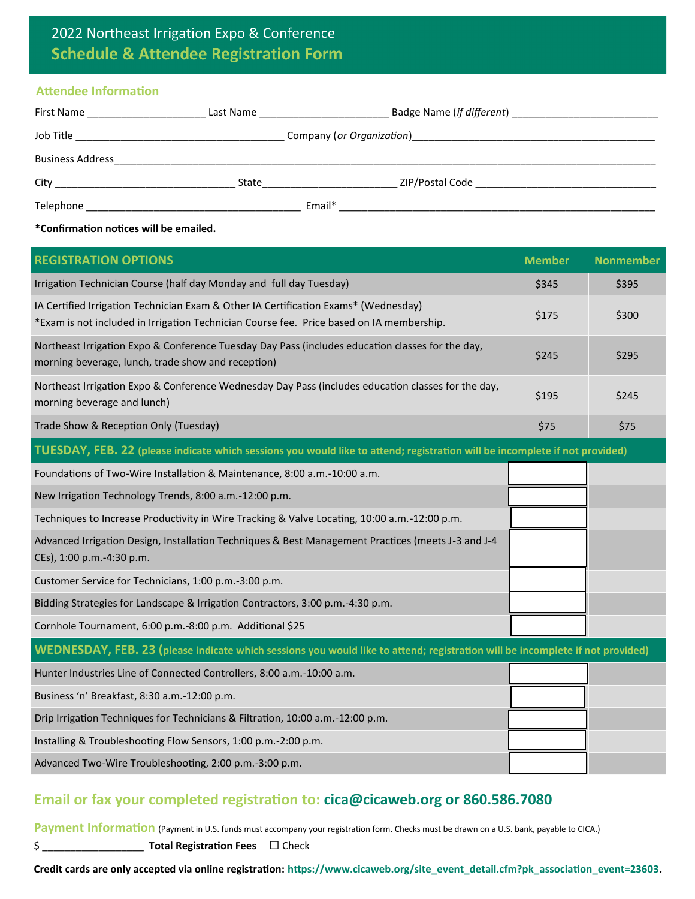# 2022 Northeast Irrigation Expo & Conference

## Schedule & Attendee Registration Form

### Attendee Information

First Name ____________________ Last Name ______________________ Badge Name (*if different*) __________________________

Job Title ____________________________________ Company (*or Organization*)__________________________________________

Business Address_____________________________________________________________________________________________

City ______________________________ State______________________ ZIP/Postal Code ______________________________

Telephone _____________________________________ Email* _______________________________________________________

**\*Confirmation notices will be emailed.**

| REGISTRATION OPTIONS | Member | Nonmember |
|---|---|---|
| Irrigation Technician Course (half day Monday and full day Tuesday) | $345 | $395 |
| IA Certified Irrigation Technician Exam & Other IA Certification Exams* (Wednesday)<br>*Exam is not included in Irrigation Technician Course fee. Price based on IA membership. | $175 | $300 |
| Northeast Irrigation Expo & Conference Tuesday Day Pass (includes education classes for the day, morning beverage, lunch, trade show and reception) | $245 | $295 |
| Northeast Irrigation Expo & Conference Wednesday Day Pass (includes education classes for the day, morning beverage and lunch) | $195 | $245 |
| Trade Show & Reception Only (Tuesday) | $75 | $75 |
| **TUESDAY, FEB. 22** (please indicate which sessions you would like to attend; registration will be incomplete if not provided) | | |
| Foundations of Two-Wire Installation & Maintenance, 8:00 a.m.-10:00 a.m. | ☐ | |
| New Irrigation Technology Trends, 8:00 a.m.-12:00 p.m. | ☐ | |
| Techniques to Increase Productivity in Wire Tracking & Valve Locating, 10:00 a.m.-12:00 p.m. | ☐ | |
| Advanced Irrigation Design, Installation Techniques & Best Management Practices (meets J-3 and J-4 CEs), 1:00 p.m.-4:30 p.m. | ☐ | |
| Customer Service for Technicians, 1:00 p.m.-3:00 p.m. | ☐ | |
| Bidding Strategies for Landscape & Irrigation Contractors, 3:00 p.m.-4:30 p.m. | ☐ | |
| Cornhole Tournament, 6:00 p.m.-8:00 p.m. Additional $25 | ☐ | |
| **WEDNESDAY, FEB. 23** (please indicate which sessions you would like to attend; registration will be incomplete if not provided) | | |
| Hunter Industries Line of Connected Controllers, 8:00 a.m.-10:00 a.m. | ☐ | |
| Business 'n' Breakfast, 8:30 a.m.-12:00 p.m. | ☐ | |
| Drip Irrigation Techniques for Technicians & Filtration, 10:00 a.m.-12:00 p.m. | ☐ | |
| Installing & Troubleshooting Flow Sensors, 1:00 p.m.-2:00 p.m. | ☐ | |
| Advanced Two-Wire Troubleshooting, 2:00 p.m.-3:00 p.m. | ☐ | |

## Email or fax your completed registration to: cica@cicaweb.org or 860.586.7080

### Payment Information
(Payment in U.S. funds must accompany your registration form. Checks must be drawn on a U.S. bank, payable to CICA.)

$ _________________ **Total Registration Fees** ☐ Check

**Credit cards are only accepted via online registration: https://www.cicaweb.org/site_event_detail.cfm?pk_association_event=23603.**